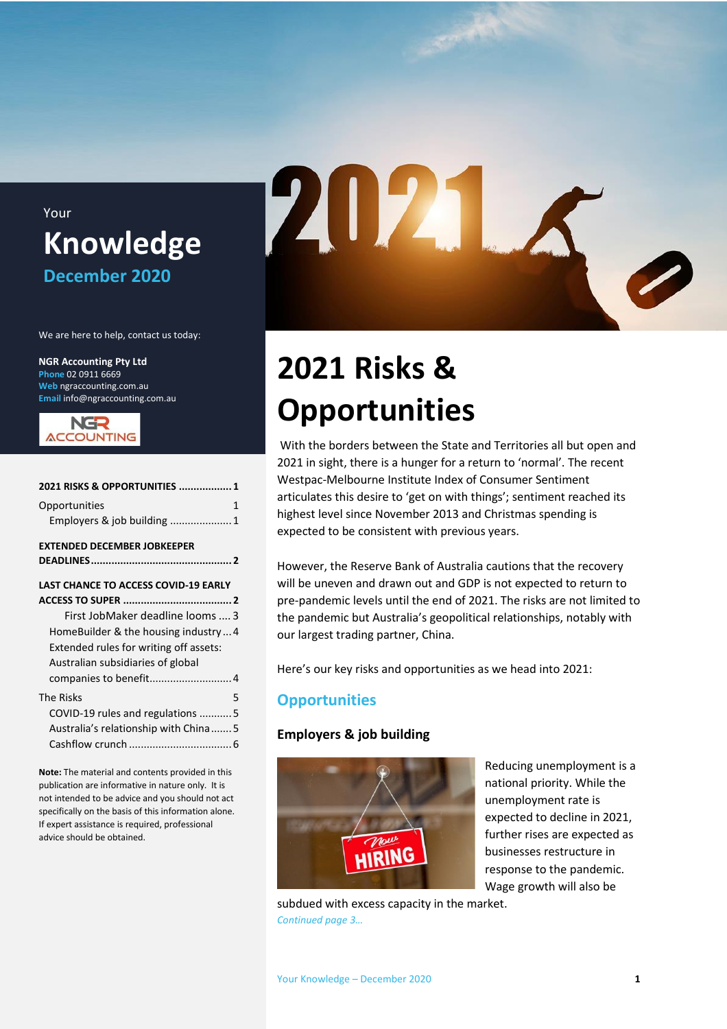Your

# Knowledge

**December 2020**

We are here to help, contact us today:

**NGR Accounting Pty Ltd**
**Phone** 02 0911 6669
**Web** ngraccounting.com.au
**Email** info@ngraccounting.com.au

**2021 RISKS & OPPORTUNITIES .................. 1**
Opportunities 1
Employers & job building ..................... 1

**EXTENDED DECEMBER JOBKEEPER DEADLINES ................................................ 2**

**LAST CHANCE TO ACCESS COVID-19 EARLY ACCESS TO SUPER ..................................... 2**
First JobMaker deadline looms .... 3
HomeBuilder & the housing industry ... 4
Extended rules for writing off assets: Australian subsidiaries of global companies to benefit............................ 4

The Risks 5
COVID-19 rules and regulations ........... 5
Australia's relationship with China ....... 5
Cashflow crunch ................................... 6

**Note:** The material and contents provided in this publication are informative in nature only. It is not intended to be advice and you should not act specifically on the basis of this information alone. If expert assistance is required, professional advice should be obtained.

# 2021 Risks & Opportunities

With the borders between the State and Territories all but open and 2021 in sight, there is a hunger for a return to 'normal'. The recent Westpac-Melbourne Institute Index of Consumer Sentiment articulates this desire to 'get on with things'; sentiment reached its highest level since November 2013 and Christmas spending is expected to be consistent with previous years.

However, the Reserve Bank of Australia cautions that the recovery will be uneven and drawn out and GDP is not expected to return to pre-pandemic levels until the end of 2021. The risks are not limited to the pandemic but Australia's geopolitical relationships, notably with our largest trading partner, China.

Here's our key risks and opportunities as we head into 2021:

## Opportunities

### Employers & job building

Reducing unemployment is a national priority. While the unemployment rate is expected to decline in 2021, further rises are expected as businesses restructure in response to the pandemic. Wage growth will also be subdued with excess capacity in the market.

*Continued page 3…*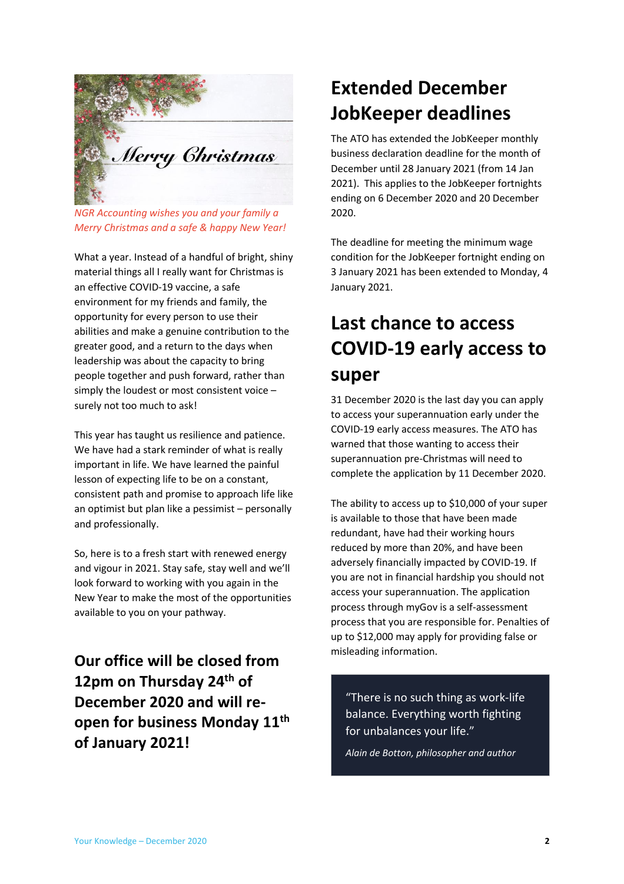*NGR Accounting wishes you and your family a Merry Christmas and a safe & happy New Year!*

What a year. Instead of a handful of bright, shiny material things all I really want for Christmas is an effective COVID-19 vaccine, a safe environment for my friends and family, the opportunity for every person to use their abilities and make a genuine contribution to the greater good, and a return to the days when leadership was about the capacity to bring people together and push forward, rather than simply the loudest or most consistent voice – surely not too much to ask!

This year has taught us resilience and patience. We have had a stark reminder of what is really important in life. We have learned the painful lesson of expecting life to be on a constant, consistent path and promise to approach life like an optimist but plan like a pessimist – personally and professionally.

So, here is to a fresh start with renewed energy and vigour in 2021. Stay safe, stay well and we'll look forward to working with you again in the New Year to make the most of the opportunities available to you on your pathway.

**Our office will be closed from 12pm on Thursday 24th of December 2020 and will re-open for business Monday 11th of January 2021!**

## Extended December JobKeeper deadlines

The ATO has extended the JobKeeper monthly business declaration deadline for the month of December until 28 January 2021 (from 14 Jan 2021). This applies to the JobKeeper fortnights ending on 6 December 2020 and 20 December 2020.

The deadline for meeting the minimum wage condition for the JobKeeper fortnight ending on 3 January 2021 has been extended to Monday, 4 January 2021.

## Last chance to access COVID-19 early access to super

31 December 2020 is the last day you can apply to access your superannuation early under the COVID-19 early access measures. The ATO has warned that those wanting to access their superannuation pre-Christmas will need to complete the application by 11 December 2020.

The ability to access up to $10,000 of your super is available to those that have been made redundant, have had their working hours reduced by more than 20%, and have been adversely financially impacted by COVID-19. If you are not in financial hardship you should not access your superannuation. The application process through myGov is a self-assessment process that you are responsible for. Penalties of up to $12,000 may apply for providing false or misleading information.

> "There is no such thing as work-life balance. Everything worth fighting for unbalances your life."
>
> *Alain de Botton, philosopher and author*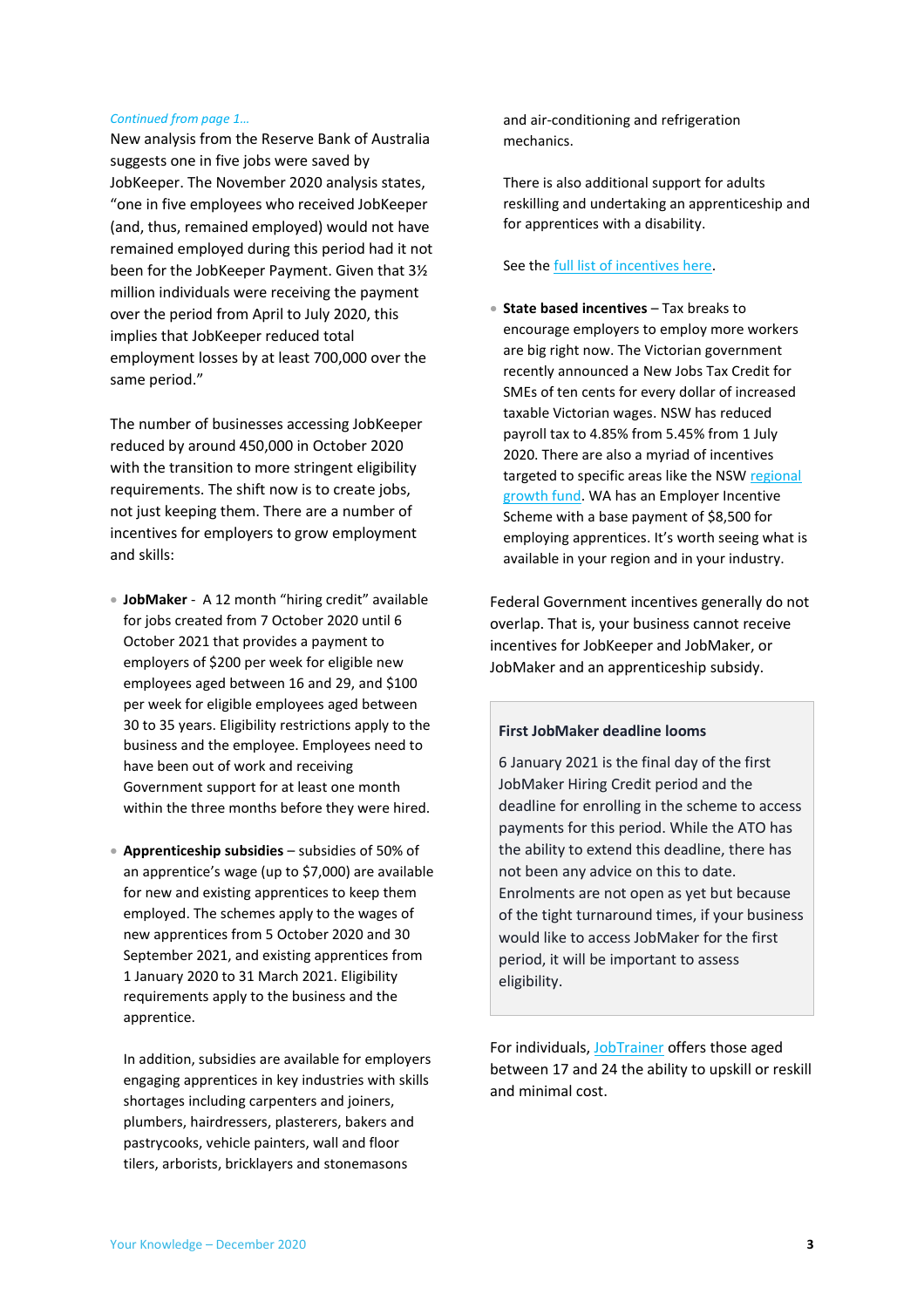*Continued from page 1…*

New analysis from the Reserve Bank of Australia suggests one in five jobs were saved by JobKeeper. The November 2020 analysis states, "one in five employees who received JobKeeper (and, thus, remained employed) would not have remained employed during this period had it not been for the JobKeeper Payment. Given that 3½ million individuals were receiving the payment over the period from April to July 2020, this implies that JobKeeper reduced total employment losses by at least 700,000 over the same period."

The number of businesses accessing JobKeeper reduced by around 450,000 in October 2020 with the transition to more stringent eligibility requirements. The shift now is to create jobs, not just keeping them. There are a number of incentives for employers to grow employment and skills:

- **JobMaker** - A 12 month "hiring credit" available for jobs created from 7 October 2020 until 6 October 2021 that provides a payment to employers of $200 per week for eligible new employees aged between 16 and 29, and $100 per week for eligible employees aged between 30 to 35 years. Eligibility restrictions apply to the business and the employee. Employees need to have been out of work and receiving Government support for at least one month within the three months before they were hired.

- **Apprenticeship subsidies** – subsidies of 50% of an apprentice's wage (up to $7,000) are available for new and existing apprentices to keep them employed. The schemes apply to the wages of new apprentices from 5 October 2020 and 30 September 2021, and existing apprentices from 1 January 2020 to 31 March 2021. Eligibility requirements apply to the business and the apprentice.

  In addition, subsidies are available for employers engaging apprentices in key industries with skills shortages including carpenters and joiners, plumbers, hairdressers, plasterers, bakers and pastrycooks, vehicle painters, wall and floor tilers, arborists, bricklayers and stonemasons and air-conditioning and refrigeration mechanics.

  There is also additional support for adults reskilling and undertaking an apprenticeship and for apprentices with a disability.

  See the full list of incentives here.

- **State based incentives** – Tax breaks to encourage employers to employ more workers are big right now. The Victorian government recently announced a New Jobs Tax Credit for SMEs of ten cents for every dollar of increased taxable Victorian wages. NSW has reduced payroll tax to 4.85% from 5.45% from 1 July 2020. There are also a myriad of incentives targeted to specific areas like the NSW regional growth fund. WA has an Employer Incentive Scheme with a base payment of $8,500 for employing apprentices. It's worth seeing what is available in your region and in your industry.

Federal Government incentives generally do not overlap. That is, your business cannot receive incentives for JobKeeper and JobMaker, or JobMaker and an apprenticeship subsidy.

**First JobMaker deadline looms**

6 January 2021 is the final day of the first JobMaker Hiring Credit period and the deadline for enrolling in the scheme to access payments for this period. While the ATO has the ability to extend this deadline, there has not been any advice on this to date. Enrolments are not open as yet but because of the tight turnaround times, if your business would like to access JobMaker for the first period, it will be important to assess eligibility.

For individuals, JobTrainer offers those aged between 17 and 24 the ability to upskill or reskill and minimal cost.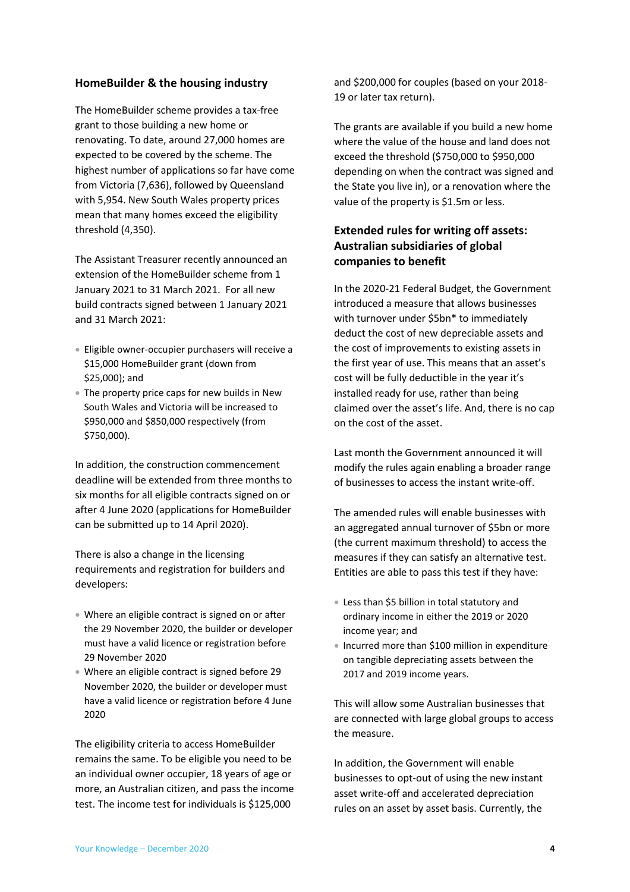## HomeBuilder & the housing industry

The HomeBuilder scheme provides a tax-free grant to those building a new home or renovating. To date, around 27,000 homes are expected to be covered by the scheme. The highest number of applications so far have come from Victoria (7,636), followed by Queensland with 5,954. New South Wales property prices mean that many homes exceed the eligibility threshold (4,350).

The Assistant Treasurer recently announced an extension of the HomeBuilder scheme from 1 January 2021 to 31 March 2021. For all new build contracts signed between 1 January 2021 and 31 March 2021:

- Eligible owner-occupier purchasers will receive a $15,000 HomeBuilder grant (down from $25,000); and
- The property price caps for new builds in New South Wales and Victoria will be increased to $950,000 and $850,000 respectively (from $750,000).

In addition, the construction commencement deadline will be extended from three months to six months for all eligible contracts signed on or after 4 June 2020 (applications for HomeBuilder can be submitted up to 14 April 2020).

There is also a change in the licensing requirements and registration for builders and developers:

- Where an eligible contract is signed on or after the 29 November 2020, the builder or developer must have a valid licence or registration before 29 November 2020
- Where an eligible contract is signed before 29 November 2020, the builder or developer must have a valid licence or registration before 4 June 2020

The eligibility criteria to access HomeBuilder remains the same. To be eligible you need to be an individual owner occupier, 18 years of age or more, an Australian citizen, and pass the income test. The income test for individuals is $125,000 and $200,000 for couples (based on your 2018-19 or later tax return).

The grants are available if you build a new home where the value of the house and land does not exceed the threshold ($750,000 to $950,000 depending on when the contract was signed and the State you live in), or a renovation where the value of the property is $1.5m or less.

## Extended rules for writing off assets: Australian subsidiaries of global companies to benefit

In the 2020-21 Federal Budget, the Government introduced a measure that allows businesses with turnover under $5bn* to immediately deduct the cost of new depreciable assets and the cost of improvements to existing assets in the first year of use. This means that an asset's cost will be fully deductible in the year it's installed ready for use, rather than being claimed over the asset's life. And, there is no cap on the cost of the asset.

Last month the Government announced it will modify the rules again enabling a broader range of businesses to access the instant write-off.

The amended rules will enable businesses with an aggregated annual turnover of $5bn or more (the current maximum threshold) to access the measures if they can satisfy an alternative test. Entities are able to pass this test if they have:

- Less than $5 billion in total statutory and ordinary income in either the 2019 or 2020 income year; and
- Incurred more than $100 million in expenditure on tangible depreciating assets between the 2017 and 2019 income years.

This will allow some Australian businesses that are connected with large global groups to access the measure.

In addition, the Government will enable businesses to opt-out of using the new instant asset write-off and accelerated depreciation rules on an asset by asset basis. Currently, the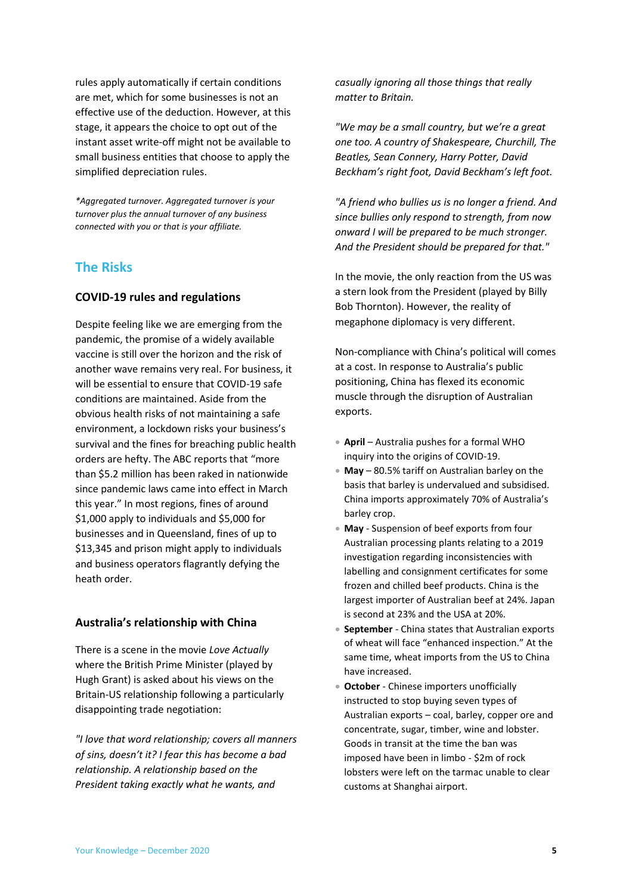rules apply automatically if certain conditions are met, which for some businesses is not an effective use of the deduction. However, at this stage, it appears the choice to opt out of the instant asset write-off might not be available to small business entities that choose to apply the simplified depreciation rules.

*\*Aggregated turnover. Aggregated turnover is your turnover plus the annual turnover of any business connected with you or that is your affiliate.*

## The Risks

### COVID-19 rules and regulations

Despite feeling like we are emerging from the pandemic, the promise of a widely available vaccine is still over the horizon and the risk of another wave remains very real. For business, it will be essential to ensure that COVID-19 safe conditions are maintained. Aside from the obvious health risks of not maintaining a safe environment, a lockdown risks your business's survival and the fines for breaching public health orders are hefty. The ABC reports that "more than $5.2 million has been raked in nationwide since pandemic laws came into effect in March this year." In most regions, fines of around $1,000 apply to individuals and $5,000 for businesses and in Queensland, fines of up to $13,345 and prison might apply to individuals and business operators flagrantly defying the heath order.

### Australia's relationship with China

There is a scene in the movie *Love Actually* where the British Prime Minister (played by Hugh Grant) is asked about his views on the Britain-US relationship following a particularly disappointing trade negotiation:

*"I love that word relationship; covers all manners of sins, doesn't it? I fear this has become a bad relationship. A relationship based on the President taking exactly what he wants, and casually ignoring all those things that really matter to Britain.*

*"We may be a small country, but we're a great one too. A country of Shakespeare, Churchill, The Beatles, Sean Connery, Harry Potter, David Beckham's right foot, David Beckham's left foot.*

*"A friend who bullies us is no longer a friend. And since bullies only respond to strength, from now onward I will be prepared to be much stronger. And the President should be prepared for that."*

In the movie, the only reaction from the US was a stern look from the President (played by Billy Bob Thornton). However, the reality of megaphone diplomacy is very different.

Non-compliance with China's political will comes at a cost. In response to Australia's public positioning, China has flexed its economic muscle through the disruption of Australian exports.

- **April** – Australia pushes for a formal WHO inquiry into the origins of COVID-19.
- **May** – 80.5% tariff on Australian barley on the basis that barley is undervalued and subsidised. China imports approximately 70% of Australia's barley crop.
- **May** - Suspension of beef exports from four Australian processing plants relating to a 2019 investigation regarding inconsistencies with labelling and consignment certificates for some frozen and chilled beef products. China is the largest importer of Australian beef at 24%. Japan is second at 23% and the USA at 20%.
- **September** - China states that Australian exports of wheat will face "enhanced inspection." At the same time, wheat imports from the US to China have increased.
- **October** - Chinese importers unofficially instructed to stop buying seven types of Australian exports – coal, barley, copper ore and concentrate, sugar, timber, wine and lobster. Goods in transit at the time the ban was imposed have been in limbo - $2m of rock lobsters were left on the tarmac unable to clear customs at Shanghai airport.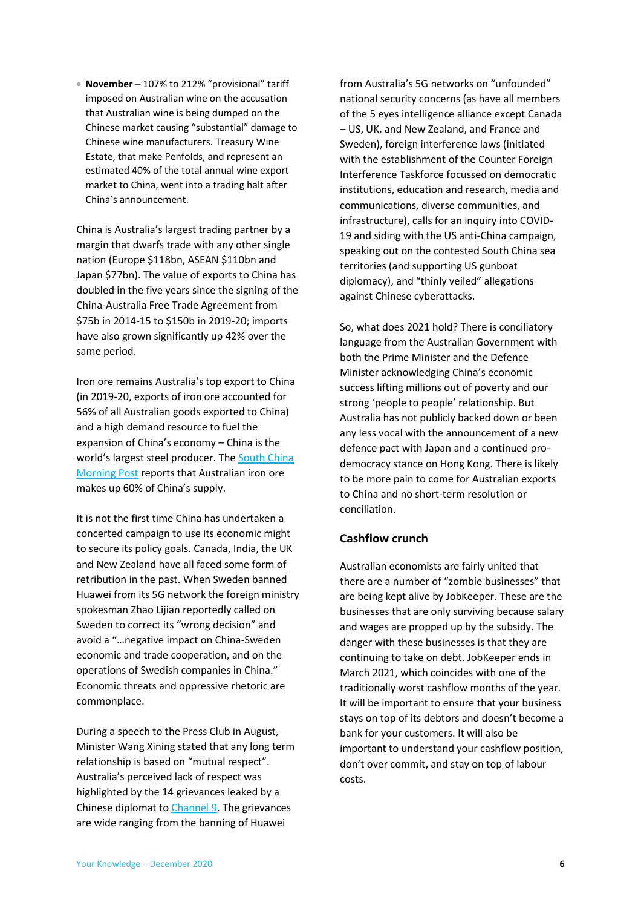- **November** – 107% to 212% "provisional" tariff imposed on Australian wine on the accusation that Australian wine is being dumped on the Chinese market causing "substantial" damage to Chinese wine manufacturers. Treasury Wine Estate, that make Penfolds, and represent an estimated 40% of the total annual wine export market to China, went into a trading halt after China's announcement.

China is Australia's largest trading partner by a margin that dwarfs trade with any other single nation (Europe $118bn, ASEAN $110bn and Japan $77bn). The value of exports to China has doubled in the five years since the signing of the China-Australia Free Trade Agreement from $75b in 2014-15 to $150b in 2019-20; imports have also grown significantly up 42% over the same period.

Iron ore remains Australia's top export to China (in 2019-20, exports of iron ore accounted for 56% of all Australian goods exported to China) and a high demand resource to fuel the expansion of China's economy – China is the world's largest steel producer. The South China Morning Post reports that Australian iron ore makes up 60% of China's supply.

It is not the first time China has undertaken a concerted campaign to use its economic might to secure its policy goals. Canada, India, the UK and New Zealand have all faced some form of retribution in the past. When Sweden banned Huawei from its 5G network the foreign ministry spokesman Zhao Lijian reportedly called on Sweden to correct its "wrong decision" and avoid a "…negative impact on China-Sweden economic and trade cooperation, and on the operations of Swedish companies in China." Economic threats and oppressive rhetoric are commonplace.

During a speech to the Press Club in August, Minister Wang Xining stated that any long term relationship is based on "mutual respect". Australia's perceived lack of respect was highlighted by the 14 grievances leaked by a Chinese diplomat to Channel 9. The grievances are wide ranging from the banning of Huawei from Australia's 5G networks on "unfounded" national security concerns (as have all members of the 5 eyes intelligence alliance except Canada – US, UK, and New Zealand, and France and Sweden), foreign interference laws (initiated with the establishment of the Counter Foreign Interference Taskforce focussed on democratic institutions, education and research, media and communications, diverse communities, and infrastructure), calls for an inquiry into COVID-19 and siding with the US anti-China campaign, speaking out on the contested South China sea territories (and supporting US gunboat diplomacy), and "thinly veiled" allegations against Chinese cyberattacks.

So, what does 2021 hold? There is conciliatory language from the Australian Government with both the Prime Minister and the Defence Minister acknowledging China's economic success lifting millions out of poverty and our strong 'people to people' relationship. But Australia has not publicly backed down or been any less vocal with the announcement of a new defence pact with Japan and a continued pro-democracy stance on Hong Kong. There is likely to be more pain to come for Australian exports to China and no short-term resolution or conciliation.

### Cashflow crunch

Australian economists are fairly united that there are a number of "zombie businesses" that are being kept alive by JobKeeper. These are the businesses that are only surviving because salary and wages are propped up by the subsidy. The danger with these businesses is that they are continuing to take on debt. JobKeeper ends in March 2021, which coincides with one of the traditionally worst cashflow months of the year. It will be important to ensure that your business stays on top of its debtors and doesn't become a bank for your customers. It will also be important to understand your cashflow position, don't over commit, and stay on top of labour costs.